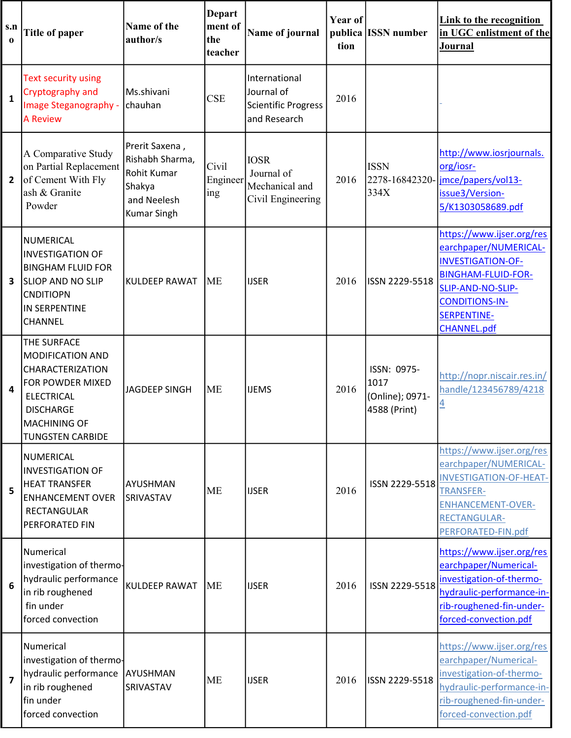| s.no | Title of paper | Name of the author/s | Department of the teacher | Name of journal | Year of publication | ISSN number | Link to the recognition in UGC enlistment of the Journal |
|---|---|---|---|---|---|---|---|
| 1 | Text security using Cryptography and Image Steganography - A Review | Ms.shivani chauhan | CSE | International Journal of Scientific Progress and Research | 2016 | | - |
| 2 | A Comparative Study on Partial Replacement of Cement With Fly ash & Granite Powder | Prerit Saxena , Rishabh Sharma, Rohit Kumar Shakya and Neelesh Kumar Singh | Civil Engineering | IOSR Journal of Mechanical and Civil Engineering | 2016 | ISSN 2278-16842320-334X | http://www.iosrjournals.org/iosr-jmce/papers/vol13-issue3/Version-5/K1303058689.pdf |
| 3 | NUMERICAL INVESTIGATION OF BINGHAM FLUID FOR SLIOP AND NO SLIP CNDITIOPN IN SERPENTINE CHANNEL | KULDEEP RAWAT | ME | IJSER | 2016 | ISSN 2229-5518 | https://www.ijser.org/researchpaper/NUMERICAL-INVESTIGATION-OF-BINGHAM-FLUID-FOR-SLIP-AND-NO-SLIP-CONDITIONS-IN-SERPENTINE-CHANNEL.pdf |
| 4 | THE SURFACE MODIFICATION AND CHARACTERIZATION FOR POWDER MIXED ELECTRICAL DISCHARGE MACHINING OF TUNGSTEN CARBIDE | JAGDEEP SINGH | ME | IJEMS | 2016 | ISSN: 0975-1017 (Online); 0971-4588 (Print) | http://nopr.niscair.res.in/handle/123456789/42184 |
| 5 | NUMERICAL INVESTIGATION OF HEAT TRANSFER ENHANCEMENT OVER RECTANGULAR PERFORATED FIN | AYUSHMAN SRIVASTAV | ME | IJSER | 2016 | ISSN 2229-5518 | https://www.ijser.org/researchpaper/NUMERICAL-INVESTIGATION-OF-HEAT-TRANSFER-ENHANCEMENT-OVER-RECTANGULAR-PERFORATED-FIN.pdf |
| 6 | Numerical investigation of thermo-hydraulic performance in rib roughened fin under forced convection | KULDEEP RAWAT | ME | IJSER | 2016 | ISSN 2229-5518 | https://www.ijser.org/researchpaper/Numerical-investigation-of-thermo-hydraulic-performance-in-rib-roughened-fin-under-forced-convection.pdf |
| 7 | Numerical investigation of thermo-hydraulic performance in rib roughened fin under forced convection | AYUSHMAN SRIVASTAV | ME | IJSER | 2016 | ISSN 2229-5518 | https://www.ijser.org/researchpaper/Numerical-investigation-of-thermo-hydraulic-performance-in-rib-roughened-fin-under-forced-convection.pdf |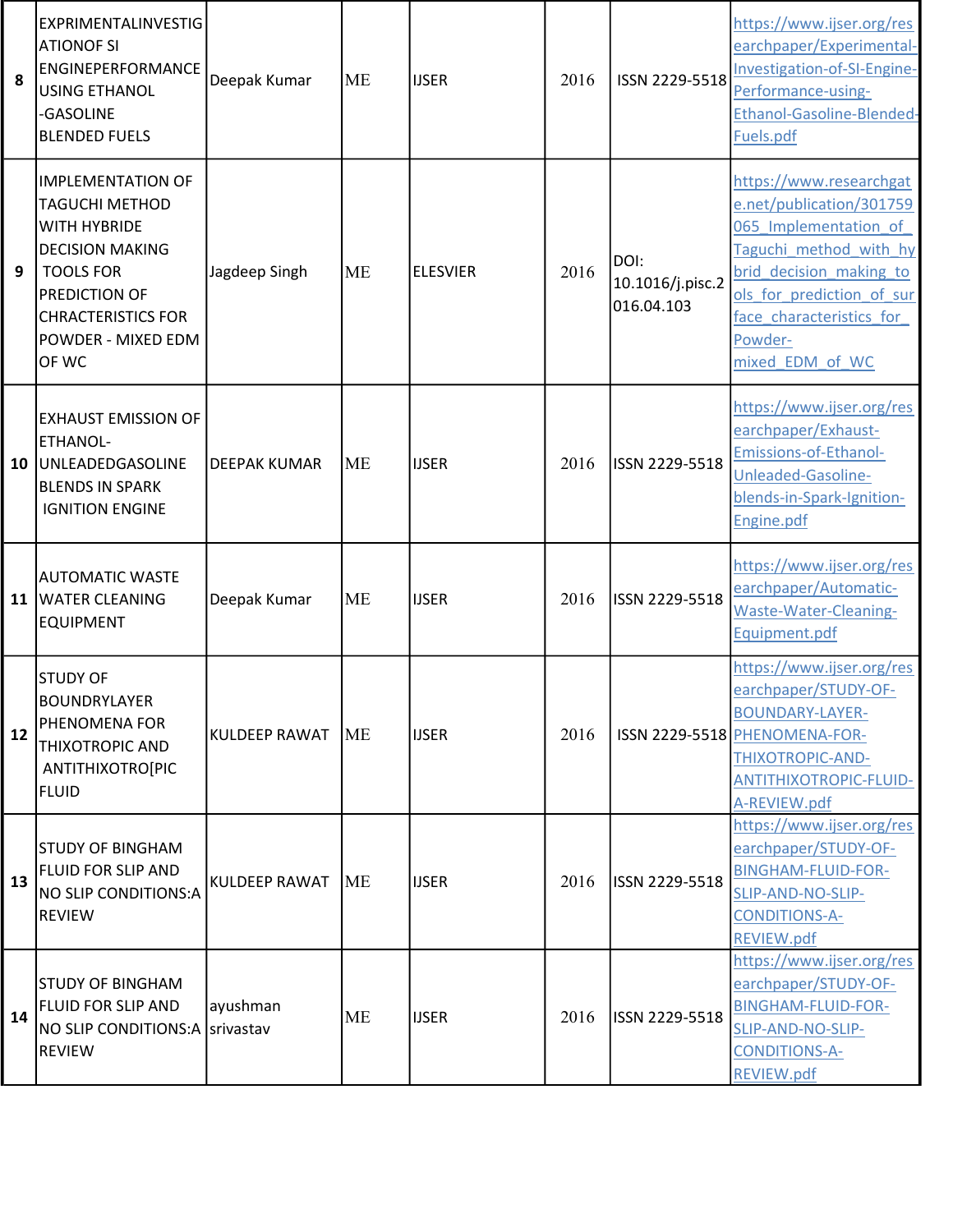| 8 | EXPRIMENTALINVESTIGATIONOF SI ENGINEPERFORMANCE USING ETHANOL -GASOLINE BLENDED FUELS | Deepak Kumar | ME | IJSER | 2016 | ISSN 2229-5518 | https://www.ijser.org/researchpaper/Experimental-Investigation-of-SI-Engine-Performance-using-Ethanol-Gasoline-Blended-Fuels.pdf |
|---|---|---|---|---|---|---|---|
| 9 | IMPLEMENTATION OF TAGUCHI METHOD WITH HYBRIDE DECISION MAKING TOOLS FOR PREDICTION OF CHRACTERISTICS FOR POWDER - MIXED EDM OF WC | Jagdeep Singh | ME | ELESVIER | 2016 | DOI: 10.1016/j.pisc.2016.04.103 | https://www.researchgate.net/publication/301759065_Implementation_of_Taguchi_method_with_hybrid_decision_making_tools_for_prediction_of_surface_characteristics_for_Powder-mixed_EDM_of_WC |
| 10 | EXHAUST EMISSION OF ETHANOL-UNLEADEDGASOLINE BLENDS IN SPARK IGNITION ENGINE | DEEPAK KUMAR | ME | IJSER | 2016 | ISSN 2229-5518 | https://www.ijser.org/researchpaper/Exhaust-Emissions-of-Ethanol-Unleaded-Gasoline-blends-in-Spark-Ignition-Engine.pdf |
| 11 | AUTOMATIC WASTE WATER CLEANING EQUIPMENT | Deepak Kumar | ME | IJSER | 2016 | ISSN 2229-5518 | https://www.ijser.org/researchpaper/Automatic-Waste-Water-Cleaning-Equipment.pdf |
| 12 | STUDY OF BOUNDRYLAYER PHENOMENA FOR THIXOTROPIC AND ANTITHIXOTRO[PIC FLUID | KULDEEP RAWAT | ME | IJSER | 2016 | ISSN 2229-5518 | https://www.ijser.org/researchpaper/STUDY-OF-BOUNDARY-LAYER-PHENOMENA-FOR-THIXOTROPIC-AND-ANTITHIXOTROPIC-FLUID-A-REVIEW.pdf |
| 13 | STUDY OF BINGHAM FLUID FOR SLIP AND NO SLIP CONDITIONS:A REVIEW | KULDEEP RAWAT | ME | IJSER | 2016 | ISSN 2229-5518 | https://www.ijser.org/researchpaper/STUDY-OF-BINGHAM-FLUID-FOR-SLIP-AND-NO-SLIP-CONDITIONS-A-REVIEW.pdf |
| 14 | STUDY OF BINGHAM FLUID FOR SLIP AND NO SLIP CONDITIONS:A REVIEW | ayushman srivastav | ME | IJSER | 2016 | ISSN 2229-5518 | https://www.ijser.org/researchpaper/STUDY-OF-BINGHAM-FLUID-FOR-SLIP-AND-NO-SLIP-CONDITIONS-A-REVIEW.pdf |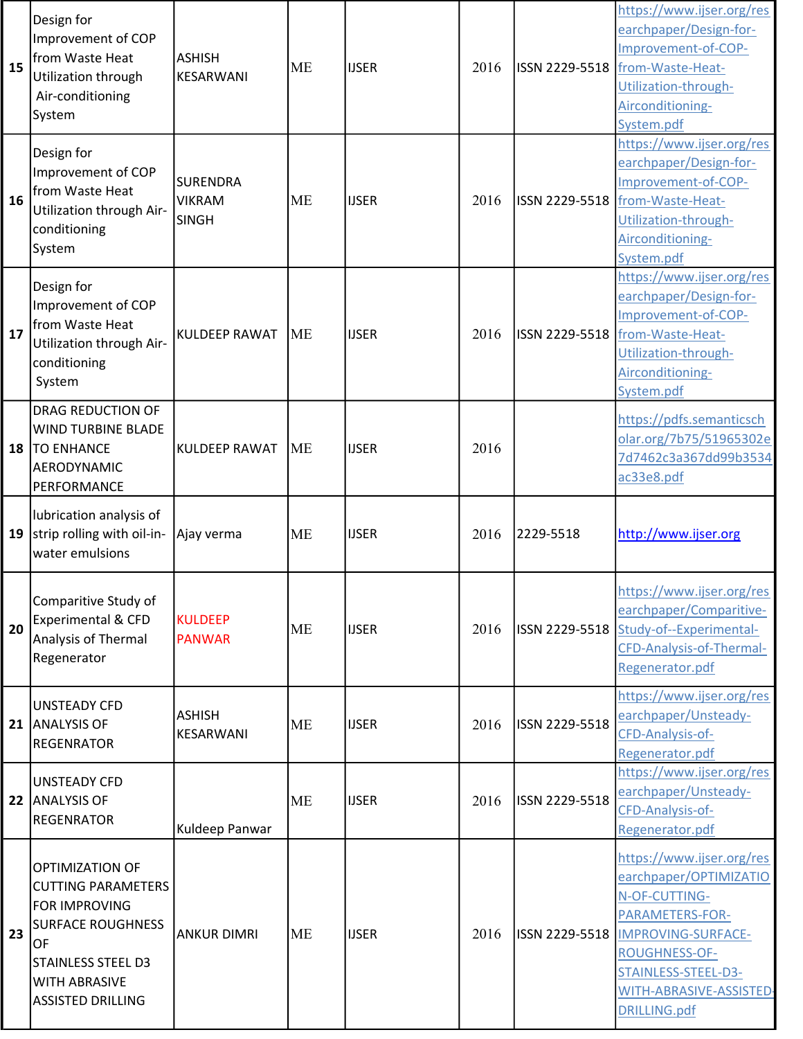| 15 | Design for Improvement of COP from Waste Heat Utilization through Air-conditioning System | ASHISH KESARWANI | ME | IJSER | 2016 | ISSN 2229-5518 | https://www.ijser.org/researchpaper/Design-for-Improvement-of-COP-from-Waste-Heat-Utilization-through-Airconditioning-System.pdf |
|---|---|---|---|---|---|---|---|
| 16 | Design for Improvement of COP from Waste Heat Utilization through Air-conditioning System | SURENDRA VIKRAM SINGH | ME | IJSER | 2016 | ISSN 2229-5518 | https://www.ijser.org/researchpaper/Design-for-Improvement-of-COP-from-Waste-Heat-Utilization-through-Airconditioning-System.pdf |
| 17 | Design for Improvement of COP from Waste Heat Utilization through Air-conditioning System | KULDEEP RAWAT | ME | IJSER | 2016 | ISSN 2229-5518 | https://www.ijser.org/researchpaper/Design-for-Improvement-of-COP-from-Waste-Heat-Utilization-through-Airconditioning-System.pdf |
| 18 | DRAG REDUCTION OF WIND TURBINE BLADE TO ENHANCE AERODYNAMIC PERFORMANCE | KULDEEP RAWAT | ME | IJSER | 2016 | | https://pdfs.semanticscholar.org/7b75/51965302e7d7462c3a367dd99b3534ac33e8.pdf |
| 19 | lubrication analysis of strip rolling with oil-in-water emulsions | Ajay verma | ME | IJSER | 2016 | 2229-5518 | http://www.ijser.org |
| 20 | Comparitive Study of Experimental & CFD Analysis of Thermal Regenerator | KULDEEP PANWAR | ME | IJSER | 2016 | ISSN 2229-5518 | https://www.ijser.org/researchpaper/Comparitive-Study-of--Experimental-CFD-Analysis-of-Thermal-Regenerator.pdf |
| 21 | UNSTEADY CFD ANALYSIS OF REGENRATOR | ASHISH KESARWANI | ME | IJSER | 2016 | ISSN 2229-5518 | https://www.ijser.org/researchpaper/Unsteady-CFD-Analysis-of-Regenerator.pdf |
| 22 | UNSTEADY CFD ANALYSIS OF REGENRATOR | Kuldeep Panwar | ME | IJSER | 2016 | ISSN 2229-5518 | https://www.ijser.org/researchpaper/Unsteady-CFD-Analysis-of-Regenerator.pdf |
| 23 | OPTIMIZATION OF CUTTING PARAMETERS FOR IMPROVING SURFACE ROUGHNESS OF STAINLESS STEEL D3 WITH ABRASIVE ASSISTED DRILLING | ANKUR DIMRI | ME | IJSER | 2016 | ISSN 2229-5518 | https://www.ijser.org/researchpaper/OPTIMIZATION-OF-CUTTING-PARAMETERS-FOR-IMPROVING-SURFACE-ROUGHNESS-OF-STAINLESS-STEEL-D3-WITH-ABRASIVE-ASSISTED-DRILLING.pdf |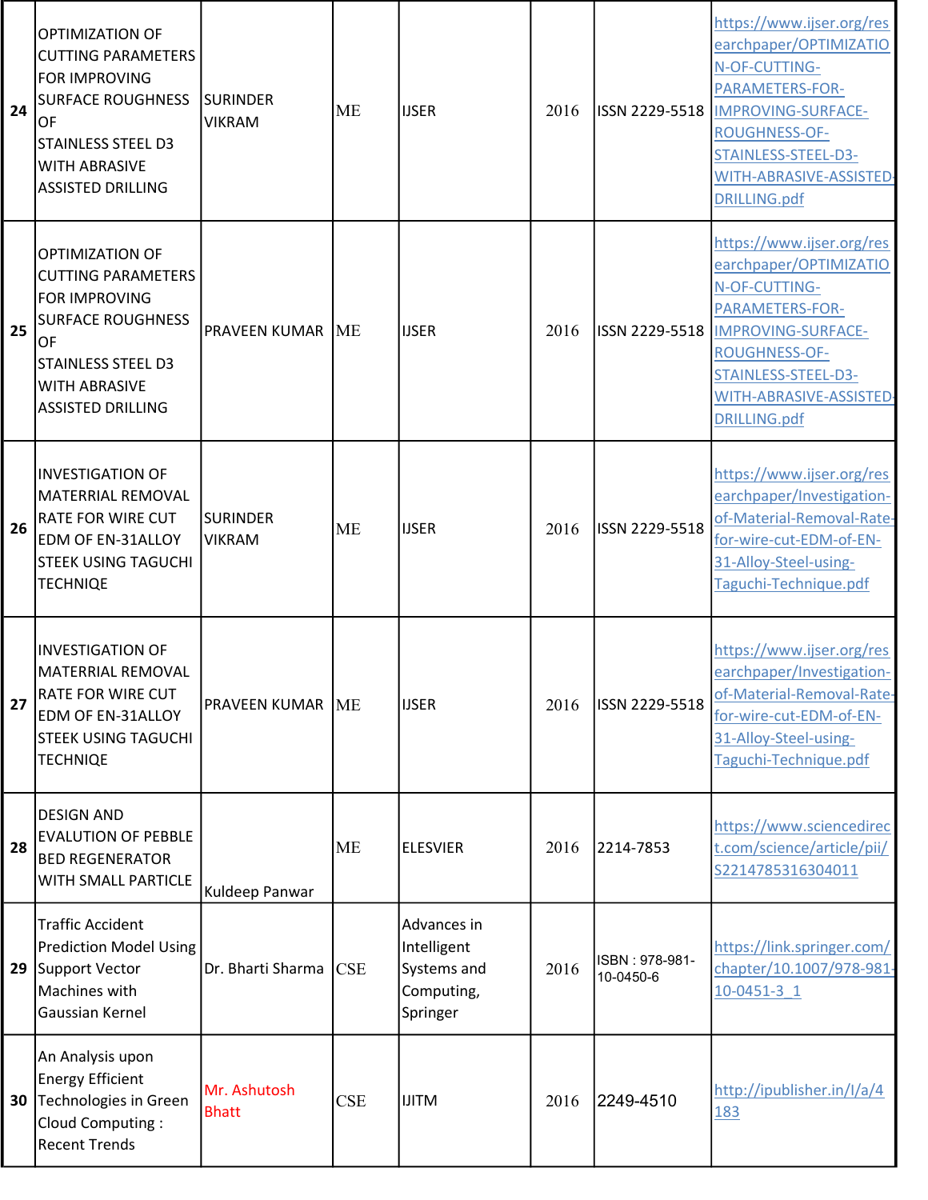| 24 | OPTIMIZATION OF CUTTING PARAMETERS FOR IMPROVING SURFACE ROUGHNESS OF STAINLESS STEEL D3 WITH ABRASIVE ASSISTED DRILLING | SURINDER VIKRAM | ME | IJSER | 2016 | ISSN 2229-5518 | https://www.ijser.org/researchpaper/OPTIMIZATION-OF-CUTTING-PARAMETERS-FOR-IMPROVING-SURFACE-ROUGHNESS-OF-STAINLESS-STEEL-D3-WITH-ABRASIVE-ASSISTED-DRILLING.pdf |
|---|---|---|---|---|---|---|---|
| 25 | OPTIMIZATION OF CUTTING PARAMETERS FOR IMPROVING SURFACE ROUGHNESS OF STAINLESS STEEL D3 WITH ABRASIVE ASSISTED DRILLING | PRAVEEN KUMAR | ME | IJSER | 2016 | ISSN 2229-5518 | https://www.ijser.org/researchpaper/OPTIMIZATION-OF-CUTTING-PARAMETERS-FOR-IMPROVING-SURFACE-ROUGHNESS-OF-STAINLESS-STEEL-D3-WITH-ABRASIVE-ASSISTED-DRILLING.pdf |
| 26 | INVESTIGATION OF MATERRIAL REMOVAL RATE FOR WIRE CUT EDM OF EN-31ALLOY STEEK USING TAGUCHI TECHNIQE | SURINDER VIKRAM | ME | IJSER | 2016 | ISSN 2229-5518 | https://www.ijser.org/researchpaper/Investigation-of-Material-Removal-Rate-for-wire-cut-EDM-of-EN-31-Alloy-Steel-using-Taguchi-Technique.pdf |
| 27 | INVESTIGATION OF MATERRIAL REMOVAL RATE FOR WIRE CUT EDM OF EN-31ALLOY STEEK USING TAGUCHI TECHNIQE | PRAVEEN KUMAR | ME | IJSER | 2016 | ISSN 2229-5518 | https://www.ijser.org/researchpaper/Investigation-of-Material-Removal-Rate-for-wire-cut-EDM-of-EN-31-Alloy-Steel-using-Taguchi-Technique.pdf |
| 28 | DESIGN AND EVALUTION OF PEBBLE BED REGENERATOR WITH SMALL PARTICLE | Kuldeep Panwar | ME | ELESVIER | 2016 | 2214-7853 | https://www.sciencedirect.com/science/article/pii/S2214785316304011 |
| 29 | Traffic Accident Prediction Model Using Support Vector Machines with Gaussian Kernel | Dr. Bharti Sharma | CSE | Advances in Intelligent Systems and Computing, Springer | 2016 | ISBN : 978-981-10-0450-6 | https://link.springer.com/chapter/10.1007/978-981-10-0451-3_1 |
| 30 | An Analysis upon Energy Efficient Technologies in Green Cloud Computing : Recent Trends | Mr. Ashutosh Bhatt | CSE | IJITM | 2016 | 2249-4510 | http://ipublisher.in/I/a/4183 |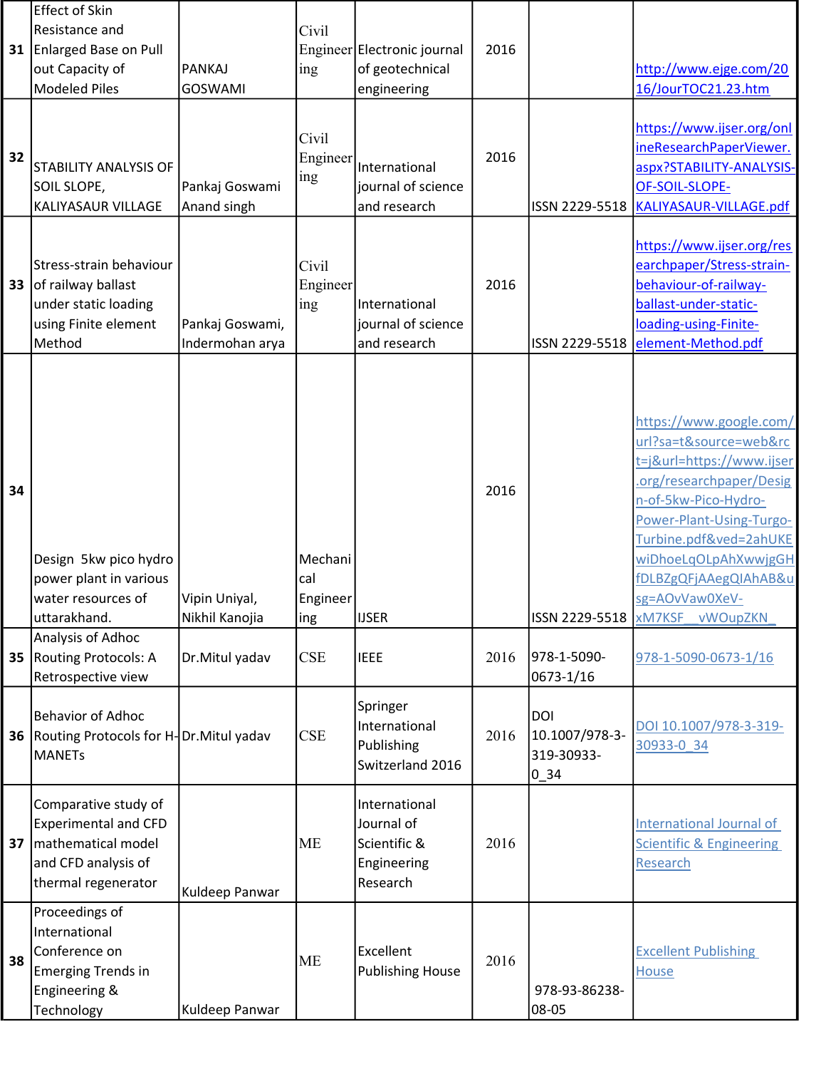| 31 | Effect of Skin Resistance and Enlarged Base on Pull out Capacity of Modeled Piles | PANKAJ GOSWAMI | Civil Engineering | Electronic journal of geotechnical engineering | 2016 | | http://www.ejge.com/2016/JourTOC21.23.htm |
|---|---|---|---|---|---|---|---|
| 32 | STABILITY ANALYSIS OF SOIL SLOPE, KALIYASAUR VILLAGE | Pankaj Goswami Anand singh | Civil Engineering | International journal of science and research | 2016 | ISSN 2229-5518 | https://www.ijser.org/onlineResearchPaperViewer.aspx?STABILITY-ANALYSIS-OF-SOIL-SLOPE-KALIYASAUR-VILLAGE.pdf |
| 33 | Stress-strain behaviour of railway ballast under static loading using Finite element Method | Pankaj Goswami, Indermohan arya | Civil Engineering | International journal of science and research | 2016 | ISSN 2229-5518 | https://www.ijser.org/researchpaper/Stress-strain-behaviour-of-railway-ballast-under-static-loading-using-Finite-element-Method.pdf |
| 34 | Design 5kw pico hydro power plant in various water resources of uttarakhand. | Vipin Uniyal, Nikhil Kanojia | Mechanical Engineering | IJSER | 2016 | ISSN 2229-5518 | https://www.google.com/url?sa=t&source=web&rct=j&url=https://www.ijser.org/researchpaper/Design-of-5kw-Pico-Hydro-Power-Plant-Using-Turgo-Turbine.pdf&ved=2ahUKEwiDhoeLqOLpAhXwwjgHfDLBZgQFjAAegQIAhAB&usg=AOvVaw0XeV-xM7KSF__vWOupZKN_ |
| 35 | Analysis of Adhoc Routing Protocols: A Retrospective view | Dr.Mitul yadav | CSE | IEEE | 2016 | 978-1-5090-0673-1/16 | 978-1-5090-0673-1/16 |
| 36 | Behavior of Adhoc Routing Protocols for H-MANETs | Dr.Mitul yadav | CSE | Springer International Publishing Switzerland 2016 | 2016 | DOI 10.1007/978-3-319-30933-0_34 | DOI 10.1007/978-3-319-30933-0_34 |
| 37 | Comparative study of Experimental and CFD mathematical model and CFD analysis of thermal regenerator | Kuldeep Panwar | ME | International Journal of Scientific & Engineering Research | 2016 | | International Journal of Scientific & Engineering Research |
| 38 | Proceedings of International Conference on Emerging Trends in Engineering & Technology | Kuldeep Panwar | ME | Excellent Publishing House | 2016 | 978-93-86238-08-05 | Excellent Publishing House |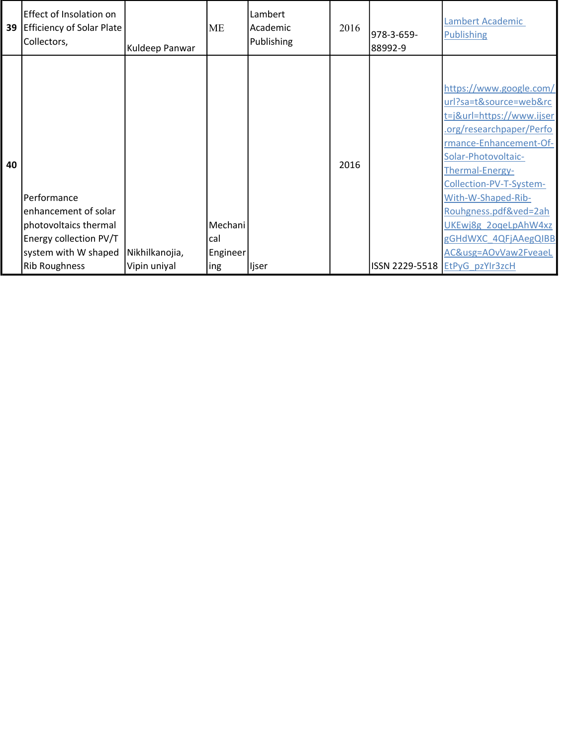| | | | | | | | |
|---|---|---|---|---|---|---|---|
| **39** | Effect of Insolation on Efficiency of Solar Plate Collectors, | Kuldeep Panwar | ME | Lambert Academic Publishing | 2016 | 978-3-659-88992-9 | Lambert Academic Publishing |
| **40** | Performance enhancement of solar photovoltaics thermal Energy collection PV/T system with W shaped Rib Roughness | Nikhilkanojia, Vipin uniyal | Mechanical Engineering | Ijser | 2016 | ISSN 2229-5518 | https://www.google.com/url?sa=t&source=web&rct=j&url=https://www.ijser.org/researchpaper/Performance-Enhancement-Of-Solar-Photovoltaic-Thermal-Energy-Collection-PV-T-System-With-W-Shaped-Rib-Rouhgness.pdf&ved=2ahUKEwj8g_2oqeLpAhW4xzgGHdWXC_4QFjAAegQIBBAC&usg=AOvVaw2FveaeLEtPyG_pzYlr3zcH |